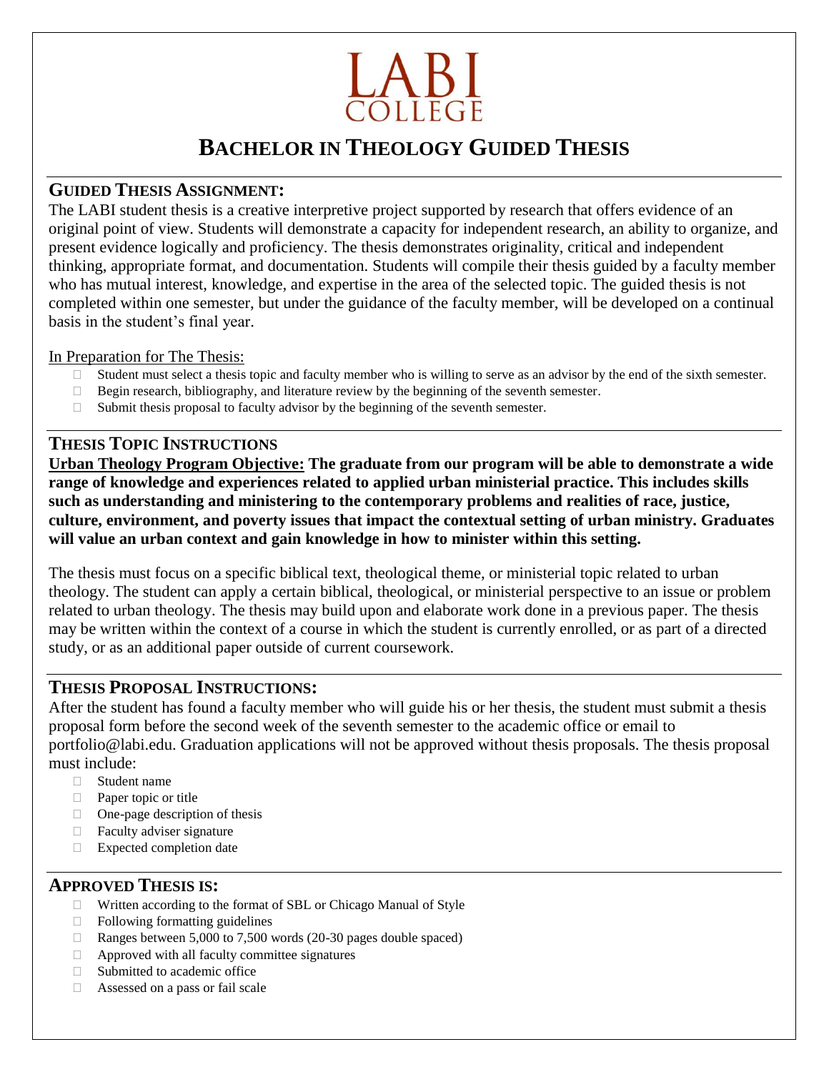# LABI COLLEGE

# BACHELOR IN THEOLOGY GUIDED THESIS

## GUIDED THESIS ASSIGNMENT:

The LABI student thesis is a creative interpretive project supported by research that offers evidence of an original point of view. Students will demonstrate a capacity for independent research, an ability to organize, and present evidence logically and proficiency. The thesis demonstrates originality, critical and independent thinking, appropriate format, and documentation. Students will compile their thesis guided by a faculty member who has mutual interest, knowledge, and expertise in the area of the selected topic. The guided thesis is not completed within one semester, but under the guidance of the faculty member, will be developed on a continual basis in the student's final year.

In Preparation for The Thesis:

- Student must select a thesis topic and faculty member who is willing to serve as an advisor by the end of the sixth semester.
- Begin research, bibliography, and literature review by the beginning of the seventh semester.
- Submit thesis proposal to faculty advisor by the beginning of the seventh semester.

## THESIS TOPIC INSTRUCTIONS

**Urban Theology Program Objective: The graduate from our program will be able to demonstrate a wide range of knowledge and experiences related to applied urban ministerial practice. This includes skills such as understanding and ministering to the contemporary problems and realities of race, justice, culture, environment, and poverty issues that impact the contextual setting of urban ministry. Graduates will value an urban context and gain knowledge in how to minister within this setting.**

The thesis must focus on a specific biblical text, theological theme, or ministerial topic related to urban theology. The student can apply a certain biblical, theological, or ministerial perspective to an issue or problem related to urban theology. The thesis may build upon and elaborate work done in a previous paper. The thesis may be written within the context of a course in which the student is currently enrolled, or as part of a directed study, or as an additional paper outside of current coursework.

## THESIS PROPOSAL INSTRUCTIONS:

After the student has found a faculty member who will guide his or her thesis, the student must submit a thesis proposal form before the second week of the seventh semester to the academic office or email to portfolio@labi.edu. Graduation applications will not be approved without thesis proposals. The thesis proposal must include:

- Student name
- Paper topic or title
- One-page description of thesis
- Faculty adviser signature
- Expected completion date

## APPROVED THESIS IS:

- Written according to the format of SBL or Chicago Manual of Style
- Following formatting guidelines
- Ranges between 5,000 to 7,500 words (20-30 pages double spaced)
- Approved with all faculty committee signatures
- Submitted to academic office
- Assessed on a pass or fail scale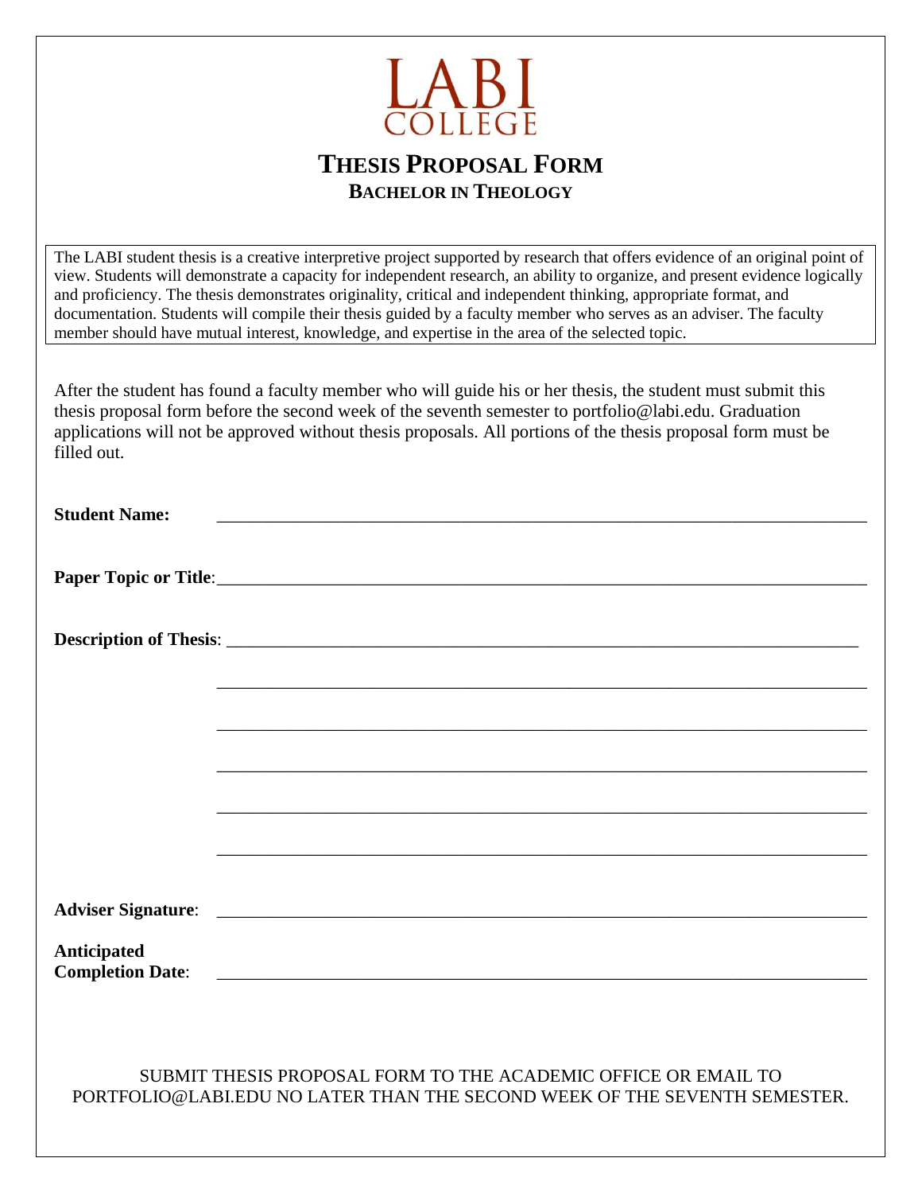LABI
COLLEGE

# THESIS PROPOSAL FORM

## BACHELOR IN THEOLOGY

The LABI student thesis is a creative interpretive project supported by research that offers evidence of an original point of view. Students will demonstrate a capacity for independent research, an ability to organize, and present evidence logically and proficiency. The thesis demonstrates originality, critical and independent thinking, appropriate format, and documentation. Students will compile their thesis guided by a faculty member who serves as an adviser. The faculty member should have mutual interest, knowledge, and expertise in the area of the selected topic.

After the student has found a faculty member who will guide his or her thesis, the student must submit this thesis proposal form before the second week of the seventh semester to portfolio@labi.edu. Graduation applications will not be approved without thesis proposals. All portions of the thesis proposal form must be filled out.

**Student Name:** ____________________________________________________________

**Paper Topic or Title**:____________________________________________________________

**Description of Thesis**: ____________________________________________________________

____________________________________________________________

____________________________________________________________

____________________________________________________________

____________________________________________________________

____________________________________________________________

**Adviser Signature**: ____________________________________________________________

**Anticipated Completion Date**: ____________________________________________________________

SUBMIT THESIS PROPOSAL FORM TO THE ACADEMIC OFFICE OR EMAIL TO PORTFOLIO@LABI.EDU NO LATER THAN THE SECOND WEEK OF THE SEVENTH SEMESTER.